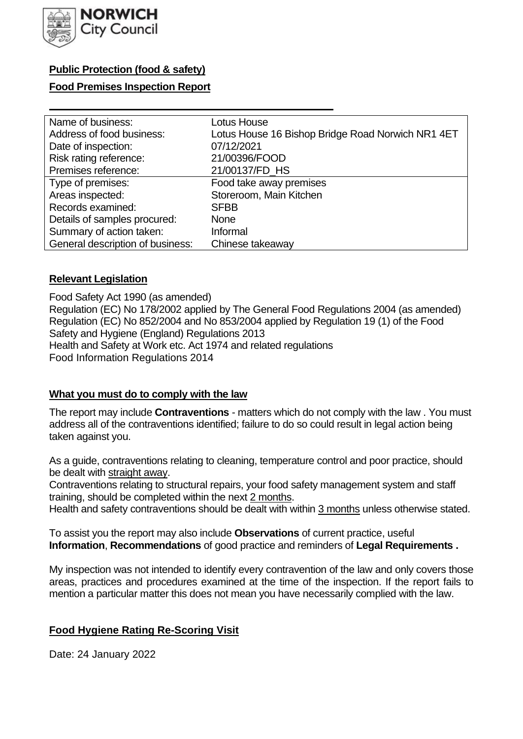NORWICH City Council

**Public Protection (food & safety)**

**Food Premises Inspection Report**

| | |
|---|---|
| Name of business: | Lotus House |
| Address of food business: | Lotus House 16 Bishop Bridge Road Norwich NR1 4ET |
| Date of inspection: | 07/12/2021 |
| Risk rating reference: | 21/00396/FOOD |
| Premises reference: | 21/00137/FD_HS |
| Type of premises: | Food take away premises |
| Areas inspected: | Storeroom, Main Kitchen |
| Records examined: | SFBB |
| Details of samples procured: | None |
| Summary of action taken: | Informal |
| General description of business: | Chinese takeaway |

## Relevant Legislation

Food Safety Act 1990 (as amended)
Regulation (EC) No 178/2002 applied by The General Food Regulations 2004 (as amended)
Regulation (EC) No 852/2004 and No 853/2004 applied by Regulation 19 (1) of the Food Safety and Hygiene (England) Regulations 2013
Health and Safety at Work etc. Act 1974 and related regulations
Food Information Regulations 2014

## What you must do to comply with the law

The report may include **Contraventions** - matters which do not comply with the law . You must address all of the contraventions identified; failure to do so could result in legal action being taken against you.

As a guide, contraventions relating to cleaning, temperature control and poor practice, should be dealt with straight away.
Contraventions relating to structural repairs, your food safety management system and staff training, should be completed within the next 2 months.
Health and safety contraventions should be dealt with within 3 months unless otherwise stated.

To assist you the report may also include **Observations** of current practice, useful **Information**, **Recommendations** of good practice and reminders of **Legal Requirements .**

My inspection was not intended to identify every contravention of the law and only covers those areas, practices and procedures examined at the time of the inspection. If the report fails to mention a particular matter this does not mean you have necessarily complied with the law.

## Food Hygiene Rating Re-Scoring Visit

Date: 24 January 2022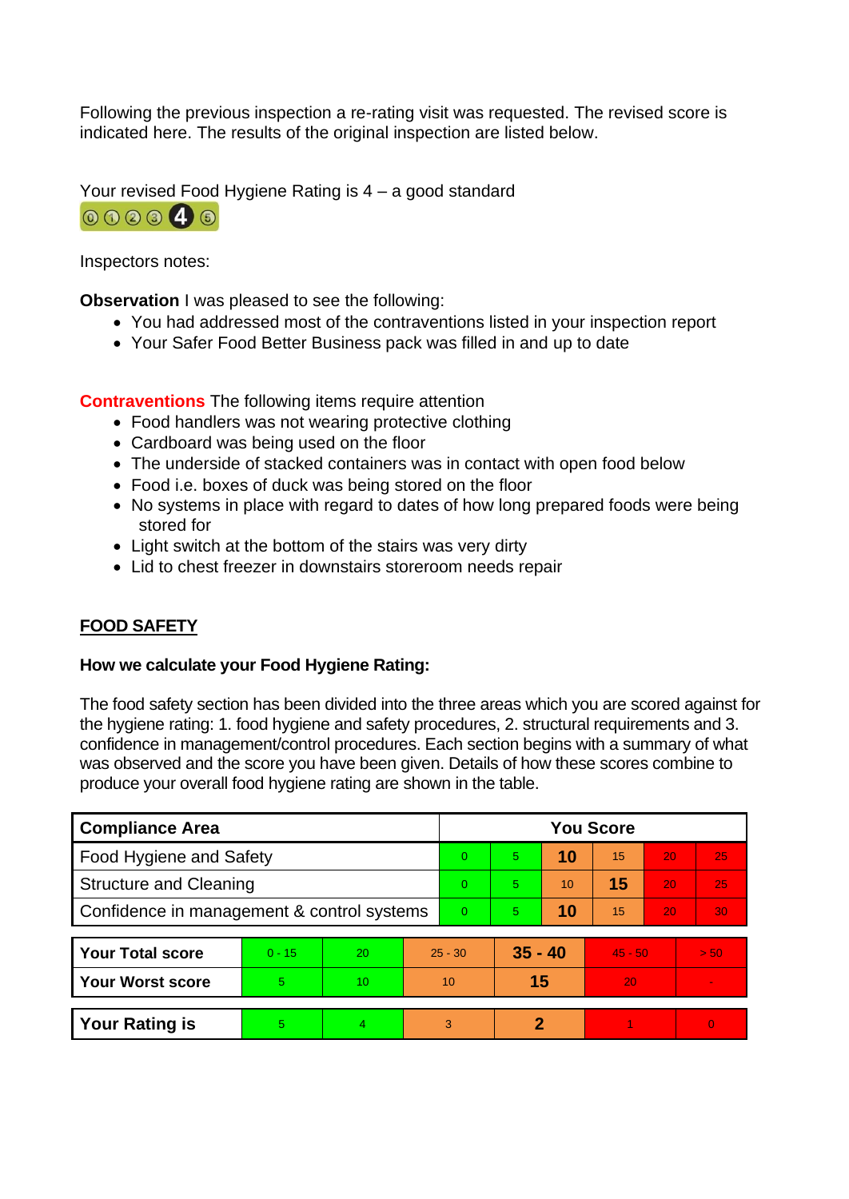Following the previous inspection a re-rating visit was requested. The revised score is indicated here. The results of the original inspection are listed below.

Your revised Food Hygiene Rating is 4 – a good standard

Inspectors notes:

**Observation** I was pleased to see the following:

- You had addressed most of the contraventions listed in your inspection report
- Your Safer Food Better Business pack was filled in and up to date

**Contraventions** The following items require attention

- Food handlers was not wearing protective clothing
- Cardboard was being used on the floor
- The underside of stacked containers was in contact with open food below
- Food i.e. boxes of duck was being stored on the floor
- No systems in place with regard to dates of how long prepared foods were being stored for
- Light switch at the bottom of the stairs was very dirty
- Lid to chest freezer in downstairs storeroom needs repair

## FOOD SAFETY

### How we calculate your Food Hygiene Rating:

The food safety section has been divided into the three areas which you are scored against for the hygiene rating: 1. food hygiene and safety procedures, 2. structural requirements and 3. confidence in management/control procedures. Each section begins with a summary of what was observed and the score you have been given. Details of how these scores combine to produce your overall food hygiene rating are shown in the table.

| Compliance Area | You Score | | | | | |
|---|---|---|---|---|---|---|
| Food Hygiene and Safety | 0 | 5 | **10** | 15 | 20 | 25 |
| Structure and Cleaning | 0 | 5 | 10 | **15** | 20 | 25 |
| Confidence in management & control systems | 0 | 5 | **10** | 15 | 20 | 30 |

| | | | | | | |
|---|---|---|---|---|---|---|
| **Your Total score** | 0 - 15 | 20 | 25 - 30 | **35 - 40** | 45 - 50 | > 50 |
| **Your Worst score** | 5 | 10 | 10 | **15** | 20 | - |
| **Your Rating is** | 5 | 4 | 3 | **2** | 1 | 0 |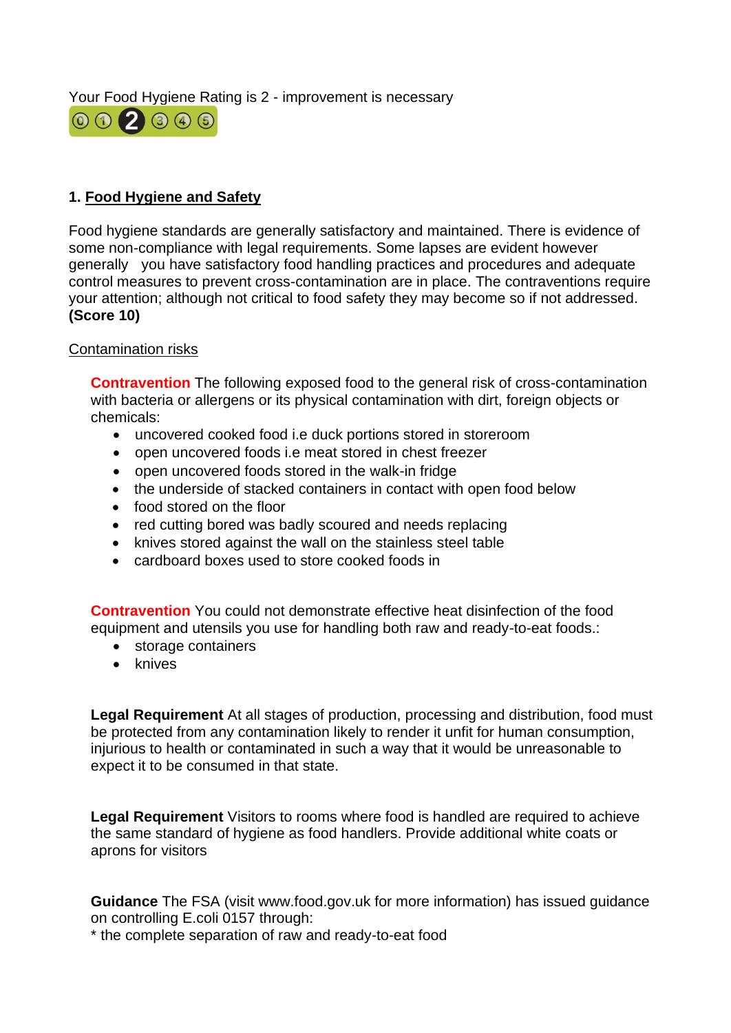Your Food Hygiene Rating is 2 - improvement is necessary

⓪ ① **2** ③ ④ ⑤

## 1. Food Hygiene and Safety

Food hygiene standards are generally satisfactory and maintained. There is evidence of some non-compliance with legal requirements. Some lapses are evident however generally you have satisfactory food handling practices and procedures and adequate control measures to prevent cross-contamination are in place. The contraventions require your attention; although not critical to food safety they may become so if not addressed. **(Score 10)**

Contamination risks

**Contravention** The following exposed food to the general risk of cross-contamination with bacteria or allergens or its physical contamination with dirt, foreign objects or chemicals:

- uncovered cooked food i.e duck portions stored in storeroom
- open uncovered foods i.e meat stored in chest freezer
- open uncovered foods stored in the walk-in fridge
- the underside of stacked containers in contact with open food below
- food stored on the floor
- red cutting bored was badly scoured and needs replacing
- knives stored against the wall on the stainless steel table
- cardboard boxes used to store cooked foods in

**Contravention** You could not demonstrate effective heat disinfection of the food equipment and utensils you use for handling both raw and ready-to-eat foods.:

- storage containers
- knives

**Legal Requirement** At all stages of production, processing and distribution, food must be protected from any contamination likely to render it unfit for human consumption, injurious to health or contaminated in such a way that it would be unreasonable to expect it to be consumed in that state.

**Legal Requirement** Visitors to rooms where food is handled are required to achieve the same standard of hygiene as food handlers. Provide additional white coats or aprons for visitors

**Guidance** The FSA (visit www.food.gov.uk for more information) has issued guidance on controlling E.coli 0157 through:
* the complete separation of raw and ready-to-eat food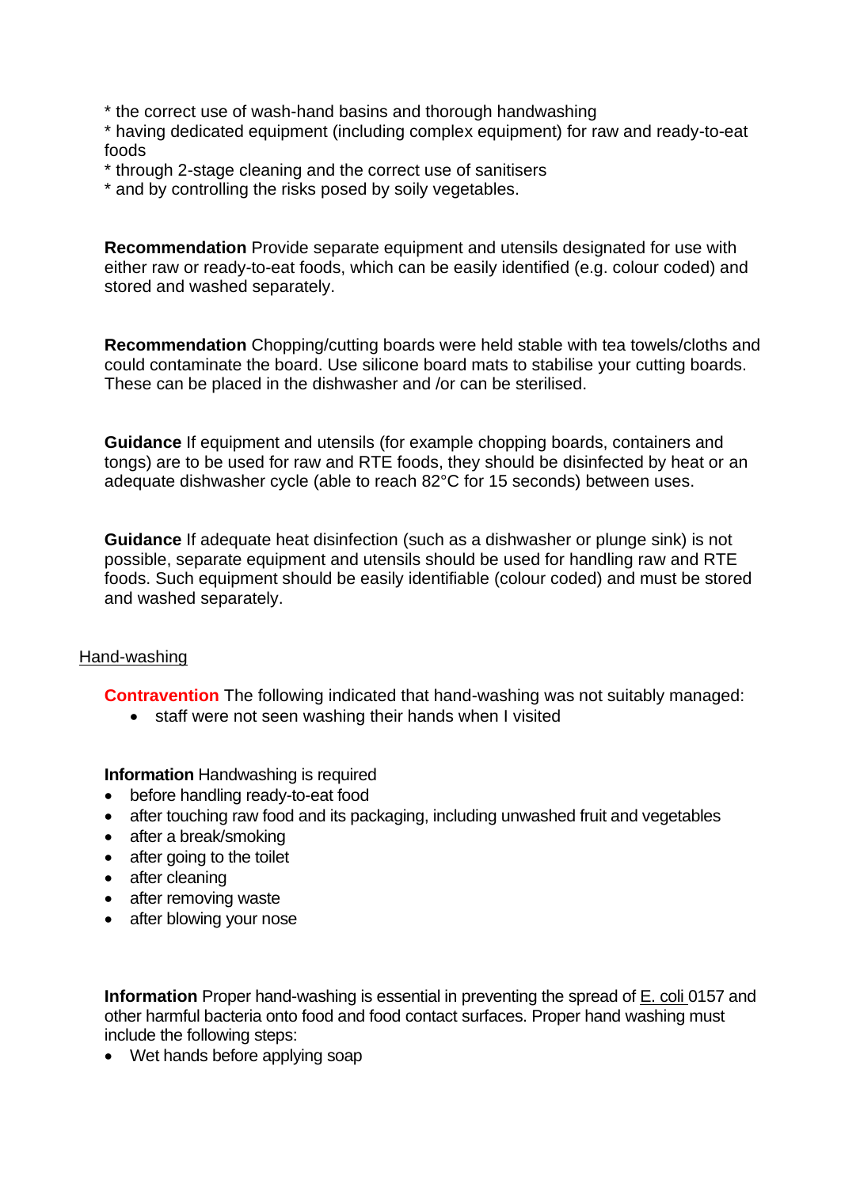* the correct use of wash-hand basins and thorough handwashing
* having dedicated equipment (including complex equipment) for raw and ready-to-eat foods
* through 2-stage cleaning and the correct use of sanitisers
* and by controlling the risks posed by soily vegetables.

**Recommendation** Provide separate equipment and utensils designated for use with either raw or ready-to-eat foods, which can be easily identified (e.g. colour coded) and stored and washed separately.

**Recommendation** Chopping/cutting boards were held stable with tea towels/cloths and could contaminate the board. Use silicone board mats to stabilise your cutting boards. These can be placed in the dishwasher and /or can be sterilised.

**Guidance** If equipment and utensils (for example chopping boards, containers and tongs) are to be used for raw and RTE foods, they should be disinfected by heat or an adequate dishwasher cycle (able to reach 82°C for 15 seconds) between uses.

**Guidance** If adequate heat disinfection (such as a dishwasher or plunge sink) is not possible, separate equipment and utensils should be used for handling raw and RTE foods. Such equipment should be easily identifiable (colour coded) and must be stored and washed separately.

Hand-washing

**Contravention** The following indicated that hand-washing was not suitably managed:

- staff were not seen washing their hands when I visited

**Information** Handwashing is required

- before handling ready-to-eat food
- after touching raw food and its packaging, including unwashed fruit and vegetables
- after a break/smoking
- after going to the toilet
- after cleaning
- after removing waste
- after blowing your nose

**Information** Proper hand-washing is essential in preventing the spread of E. coli 0157 and other harmful bacteria onto food and food contact surfaces. Proper hand washing must include the following steps:

- Wet hands before applying soap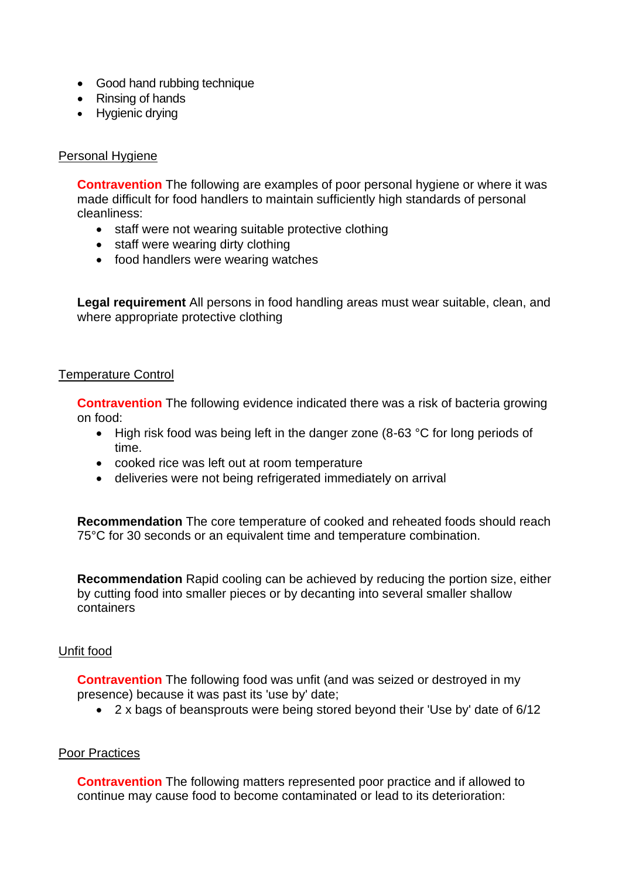- Good hand rubbing technique
- Rinsing of hands
- Hygienic drying

Personal Hygiene

**Contravention** The following are examples of poor personal hygiene or where it was made difficult for food handlers to maintain sufficiently high standards of personal cleanliness:

- staff were not wearing suitable protective clothing
- staff were wearing dirty clothing
- food handlers were wearing watches

**Legal requirement** All persons in food handling areas must wear suitable, clean, and where appropriate protective clothing

Temperature Control

**Contravention** The following evidence indicated there was a risk of bacteria growing on food:

- High risk food was being left in the danger zone (8-63 °C for long periods of time.
- cooked rice was left out at room temperature
- deliveries were not being refrigerated immediately on arrival

**Recommendation** The core temperature of cooked and reheated foods should reach 75°C for 30 seconds or an equivalent time and temperature combination.

**Recommendation** Rapid cooling can be achieved by reducing the portion size, either by cutting food into smaller pieces or by decanting into several smaller shallow containers

Unfit food

**Contravention** The following food was unfit (and was seized or destroyed in my presence) because it was past its 'use by' date;

- 2 x bags of beansprouts were being stored beyond their 'Use by' date of 6/12

Poor Practices

**Contravention** The following matters represented poor practice and if allowed to continue may cause food to become contaminated or lead to its deterioration: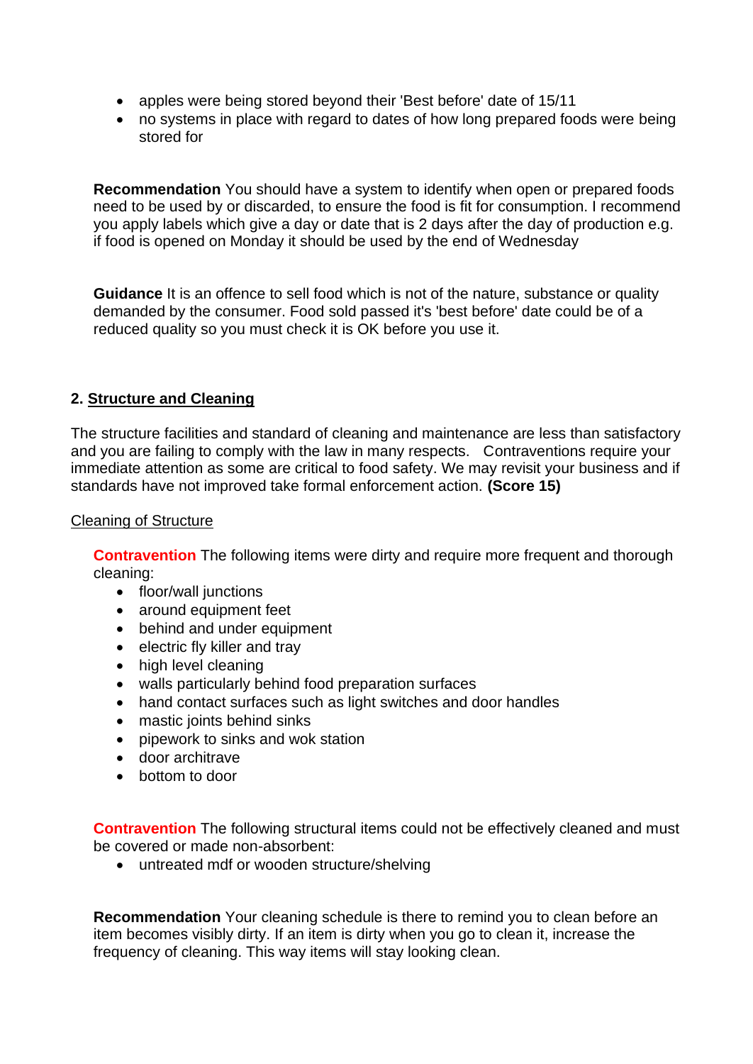- apples were being stored beyond their 'Best before' date of 15/11
- no systems in place with regard to dates of how long prepared foods were being stored for

**Recommendation** You should have a system to identify when open or prepared foods need to be used by or discarded, to ensure the food is fit for consumption. I recommend you apply labels which give a day or date that is 2 days after the day of production e.g. if food is opened on Monday it should be used by the end of Wednesday

**Guidance** It is an offence to sell food which is not of the nature, substance or quality demanded by the consumer. Food sold passed it's 'best before' date could be of a reduced quality so you must check it is OK before you use it.

## 2. Structure and Cleaning

The structure facilities and standard of cleaning and maintenance are less than satisfactory and you are failing to comply with the law in many respects. Contraventions require your immediate attention as some are critical to food safety. We may revisit your business and if standards have not improved take formal enforcement action. **(Score 15)**

### Cleaning of Structure

**Contravention** The following items were dirty and require more frequent and thorough cleaning:

- floor/wall junctions
- around equipment feet
- behind and under equipment
- electric fly killer and tray
- high level cleaning
- walls particularly behind food preparation surfaces
- hand contact surfaces such as light switches and door handles
- mastic joints behind sinks
- pipework to sinks and wok station
- door architrave
- bottom to door

**Contravention** The following structural items could not be effectively cleaned and must be covered or made non-absorbent:

- untreated mdf or wooden structure/shelving

**Recommendation** Your cleaning schedule is there to remind you to clean before an item becomes visibly dirty. If an item is dirty when you go to clean it, increase the frequency of cleaning. This way items will stay looking clean.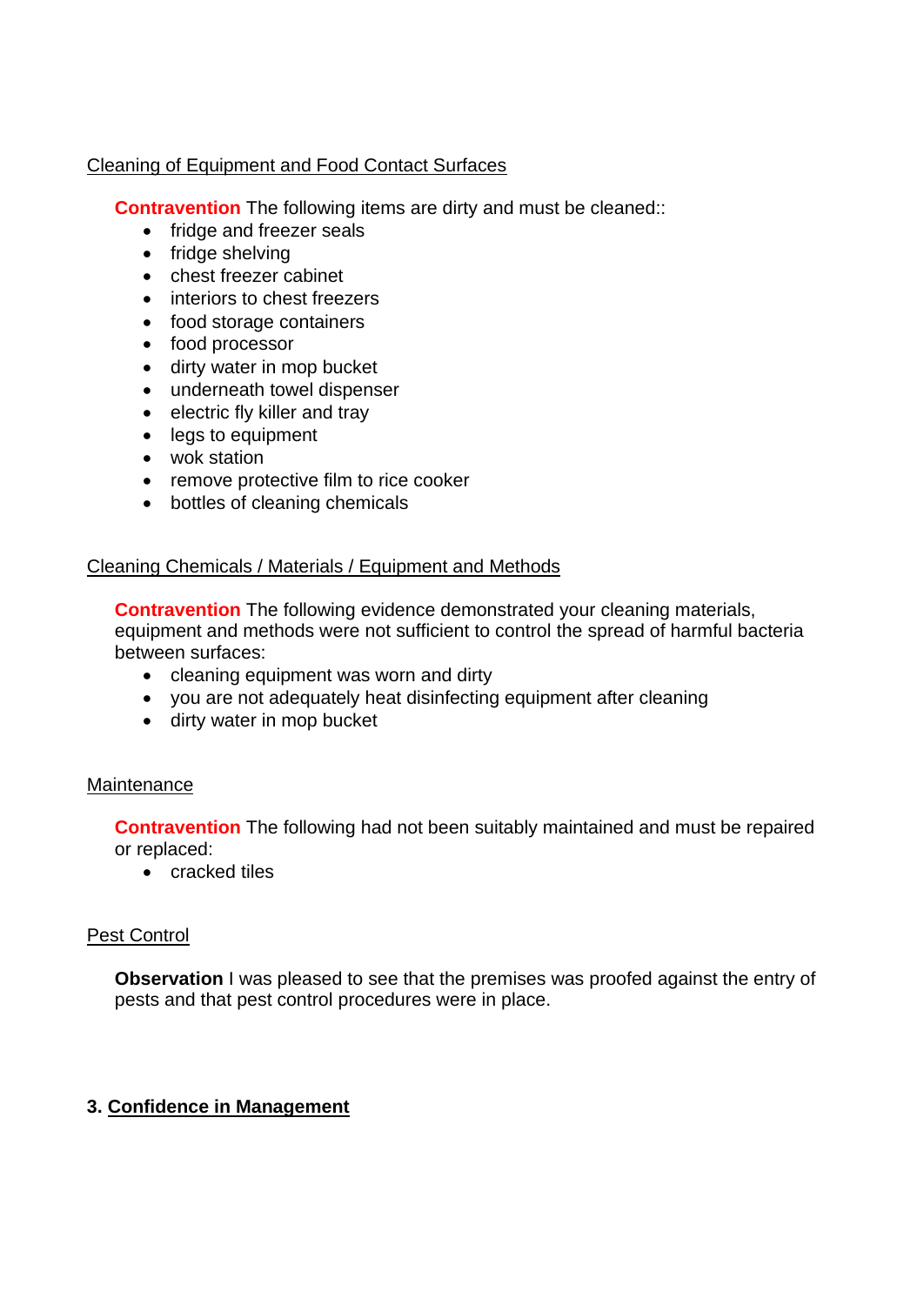Cleaning of Equipment and Food Contact Surfaces

**Contravention** The following items are dirty and must be cleaned::

- fridge and freezer seals
- fridge shelving
- chest freezer cabinet
- interiors to chest freezers
- food storage containers
- food processor
- dirty water in mop bucket
- underneath towel dispenser
- electric fly killer and tray
- legs to equipment
- wok station
- remove protective film to rice cooker
- bottles of cleaning chemicals

Cleaning Chemicals / Materials / Equipment and Methods

**Contravention** The following evidence demonstrated your cleaning materials, equipment and methods were not sufficient to control the spread of harmful bacteria between surfaces:

- cleaning equipment was worn and dirty
- you are not adequately heat disinfecting equipment after cleaning
- dirty water in mop bucket

Maintenance

**Contravention** The following had not been suitably maintained and must be repaired or replaced:

- cracked tiles

Pest Control

**Observation** I was pleased to see that the premises was proofed against the entry of pests and that pest control procedures were in place.

## 3. Confidence in Management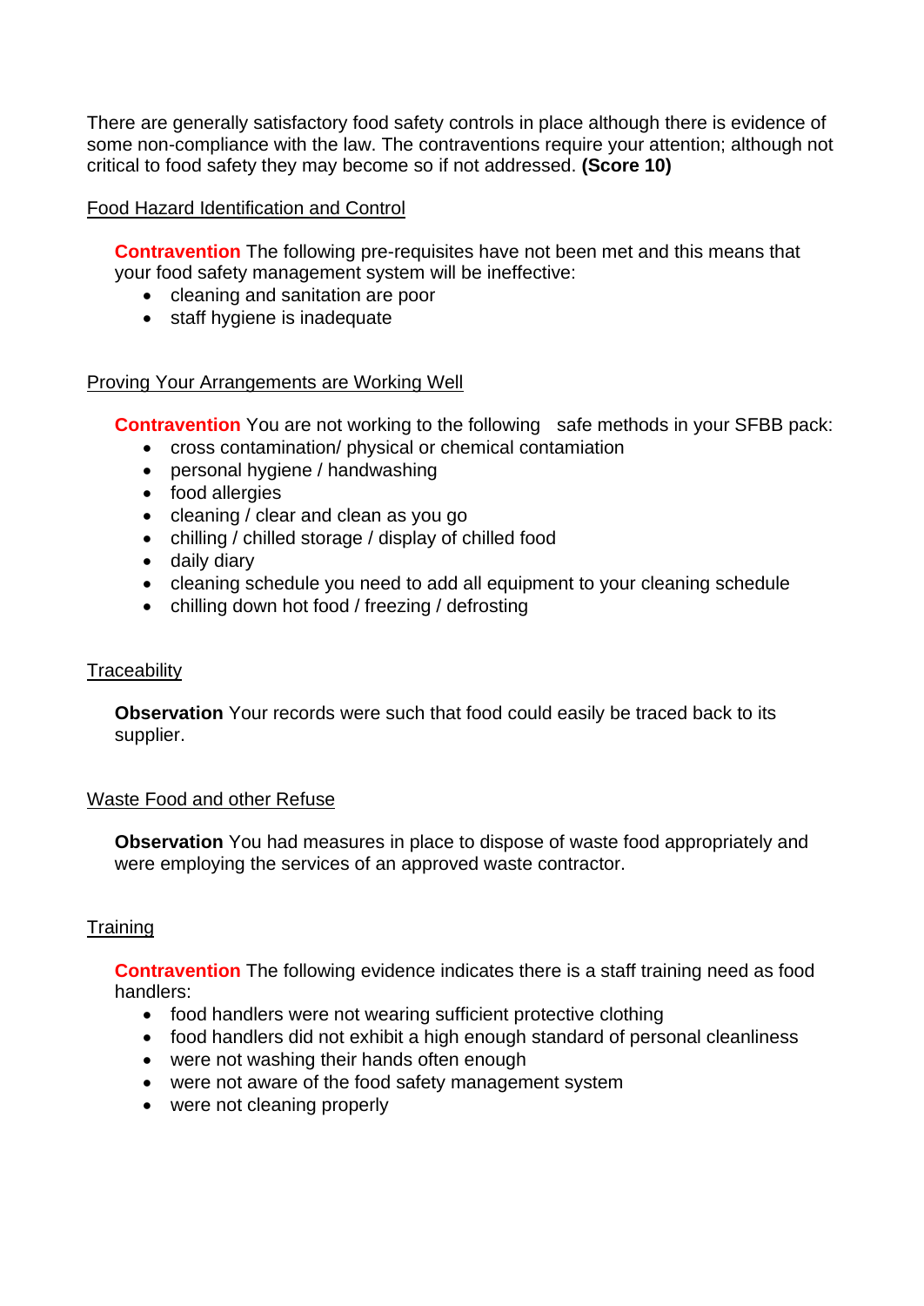There are generally satisfactory food safety controls in place although there is evidence of some non-compliance with the law. The contraventions require your attention; although not critical to food safety they may become so if not addressed. **(Score 10)**

<u>Food Hazard Identification and Control</u>

**Contravention** The following pre-requisites have not been met and this means that your food safety management system will be ineffective:

- cleaning and sanitation are poor
- staff hygiene is inadequate

<u>Proving Your Arrangements are Working Well</u>

**Contravention** You are not working to the following safe methods in your SFBB pack:

- cross contamination/ physical or chemical contamiation
- personal hygiene / handwashing
- food allergies
- cleaning / clear and clean as you go
- chilling / chilled storage / display of chilled food
- daily diary
- cleaning schedule you need to add all equipment to your cleaning schedule
- chilling down hot food / freezing / defrosting

<u>Traceability</u>

**Observation** Your records were such that food could easily be traced back to its supplier.

<u>Waste Food and other Refuse</u>

**Observation** You had measures in place to dispose of waste food appropriately and were employing the services of an approved waste contractor.

<u>Training</u>

**Contravention** The following evidence indicates there is a staff training need as food handlers:

- food handlers were not wearing sufficient protective clothing
- food handlers did not exhibit a high enough standard of personal cleanliness
- were not washing their hands often enough
- were not aware of the food safety management system
- were not cleaning properly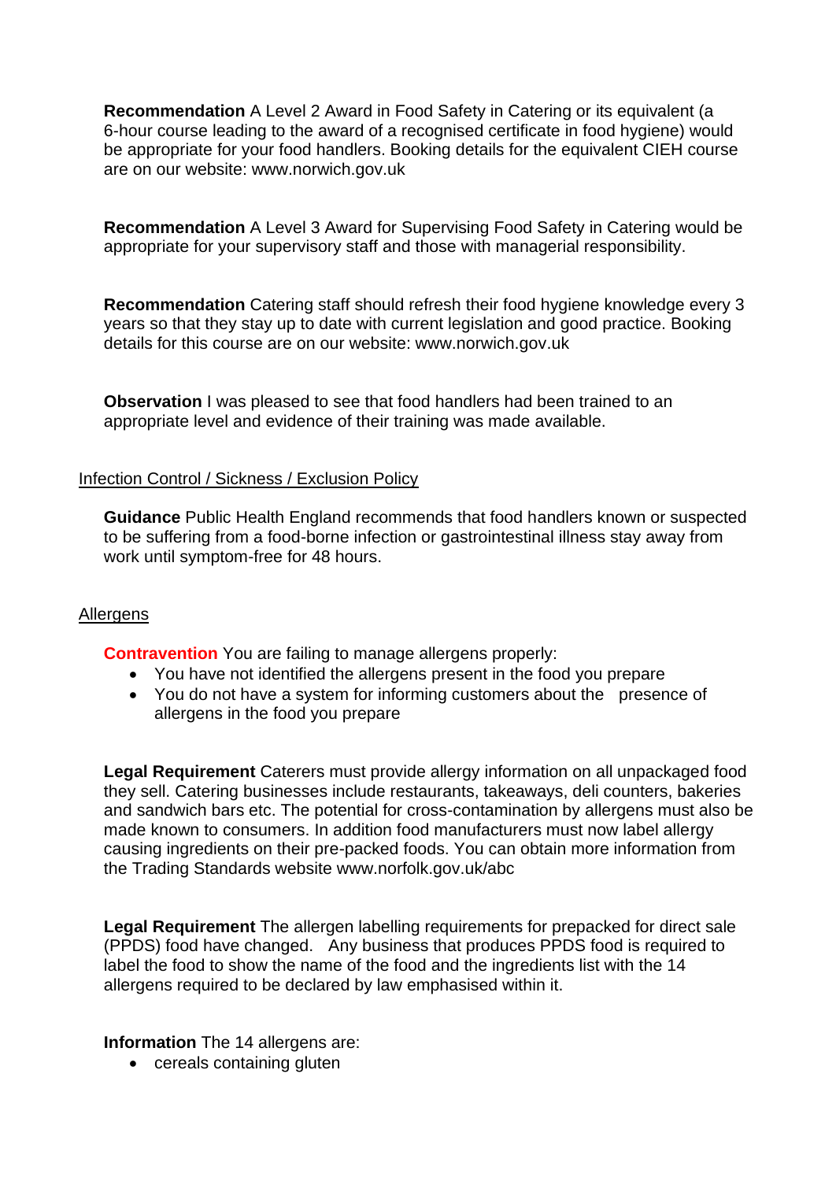**Recommendation** A Level 2 Award in Food Safety in Catering or its equivalent (a 6-hour course leading to the award of a recognised certificate in food hygiene) would be appropriate for your food handlers. Booking details for the equivalent CIEH course are on our website: www.norwich.gov.uk

**Recommendation** A Level 3 Award for Supervising Food Safety in Catering would be appropriate for your supervisory staff and those with managerial responsibility.

**Recommendation** Catering staff should refresh their food hygiene knowledge every 3 years so that they stay up to date with current legislation and good practice. Booking details for this course are on our website: www.norwich.gov.uk

**Observation** I was pleased to see that food handlers had been trained to an appropriate level and evidence of their training was made available.

Infection Control / Sickness / Exclusion Policy

**Guidance** Public Health England recommends that food handlers known or suspected to be suffering from a food-borne infection or gastrointestinal illness stay away from work until symptom-free for 48 hours.

Allergens

**Contravention** You are failing to manage allergens properly:

- You have not identified the allergens present in the food you prepare
- You do not have a system for informing customers about the presence of allergens in the food you prepare

**Legal Requirement** Caterers must provide allergy information on all unpackaged food they sell. Catering businesses include restaurants, takeaways, deli counters, bakeries and sandwich bars etc. The potential for cross-contamination by allergens must also be made known to consumers. In addition food manufacturers must now label allergy causing ingredients on their pre-packed foods. You can obtain more information from the Trading Standards website www.norfolk.gov.uk/abc

**Legal Requirement** The allergen labelling requirements for prepacked for direct sale (PPDS) food have changed. Any business that produces PPDS food is required to label the food to show the name of the food and the ingredients list with the 14 allergens required to be declared by law emphasised within it.

**Information** The 14 allergens are:

- cereals containing gluten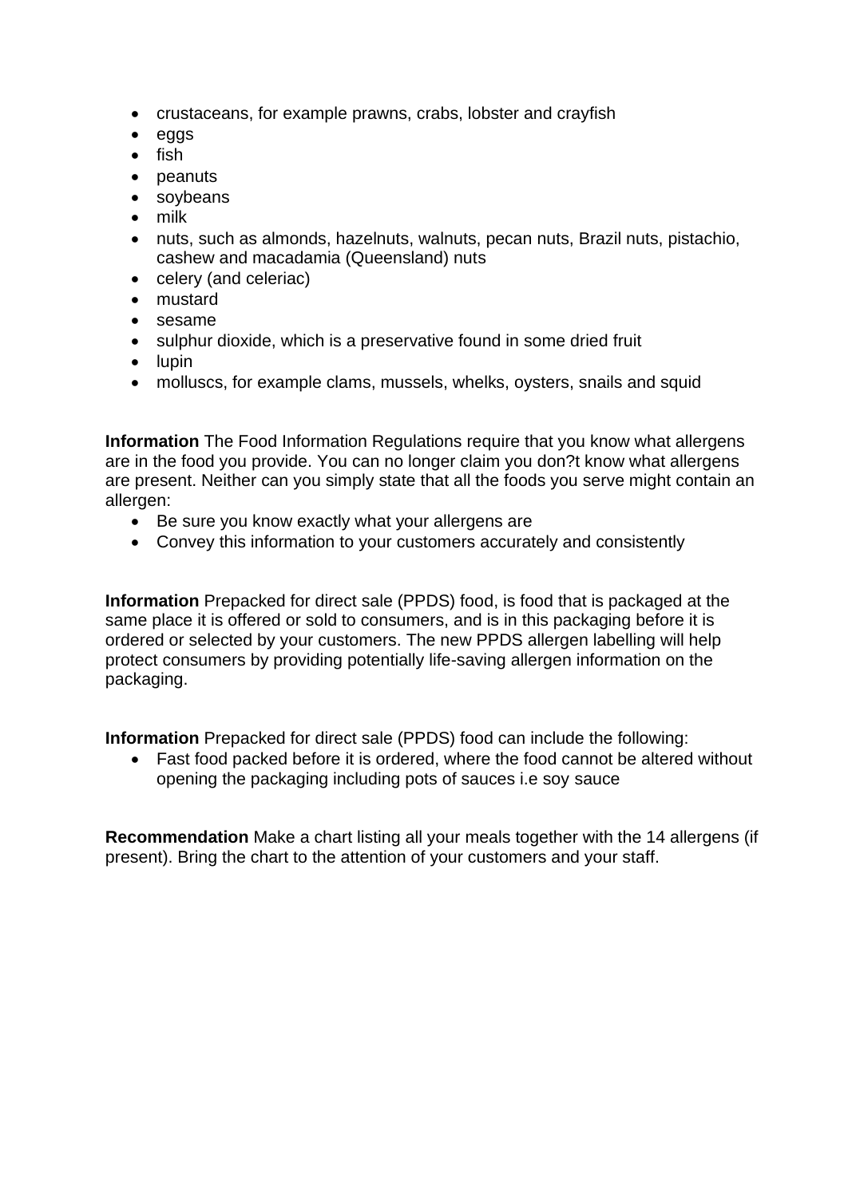- crustaceans, for example prawns, crabs, lobster and crayfish
- eggs
- fish
- peanuts
- soybeans
- milk
- nuts, such as almonds, hazelnuts, walnuts, pecan nuts, Brazil nuts, pistachio, cashew and macadamia (Queensland) nuts
- celery (and celeriac)
- mustard
- sesame
- sulphur dioxide, which is a preservative found in some dried fruit
- lupin
- molluscs, for example clams, mussels, whelks, oysters, snails and squid

**Information** The Food Information Regulations require that you know what allergens are in the food you provide. You can no longer claim you don?t know what allergens are present. Neither can you simply state that all the foods you serve might contain an allergen:

- Be sure you know exactly what your allergens are
- Convey this information to your customers accurately and consistently

**Information** Prepacked for direct sale (PPDS) food, is food that is packaged at the same place it is offered or sold to consumers, and is in this packaging before it is ordered or selected by your customers. The new PPDS allergen labelling will help protect consumers by providing potentially life-saving allergen information on the packaging.

**Information** Prepacked for direct sale (PPDS) food can include the following:

- Fast food packed before it is ordered, where the food cannot be altered without opening the packaging including pots of sauces i.e soy sauce

**Recommendation** Make a chart listing all your meals together with the 14 allergens (if present). Bring the chart to the attention of your customers and your staff.